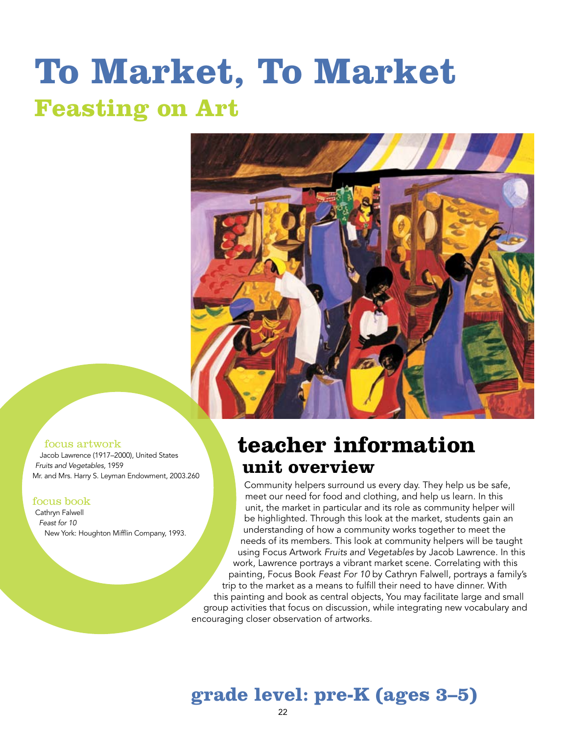# To Market, To Market

## Feasting on Art

focus artwork

Jacob Lawrence (1917–2000), United States
*Fruits and Vegetables,* 1959
Mr. and Mrs. Harry S. Leyman Endowment, 2003.260

focus book

Cathryn Falwell
*Feast for 10*
New York: Houghton Mifflin Company, 1993.

# teacher information

## unit overview

Community helpers surround us every day. They help us be safe, meet our need for food and clothing, and help us learn. In this unit, the market in particular and its role as community helper will be highlighted. Through this look at the market, students gain an understanding of how a community works together to meet the needs of its members. This look at community helpers will be taught using Focus Artwork *Fruits and Vegetables* by Jacob Lawrence. In this work, Lawrence portrays a vibrant market scene. Correlating with this painting, Focus Book *Feast For 10* by Cathryn Falwell, portrays a family's trip to the market as a means to fulfill their need to have dinner. With this painting and book as central objects, You may facilitate large and small group activities that focus on discussion, while integrating new vocabulary and encouraging closer observation of artworks.

## grade level: pre-K (ages 3–5)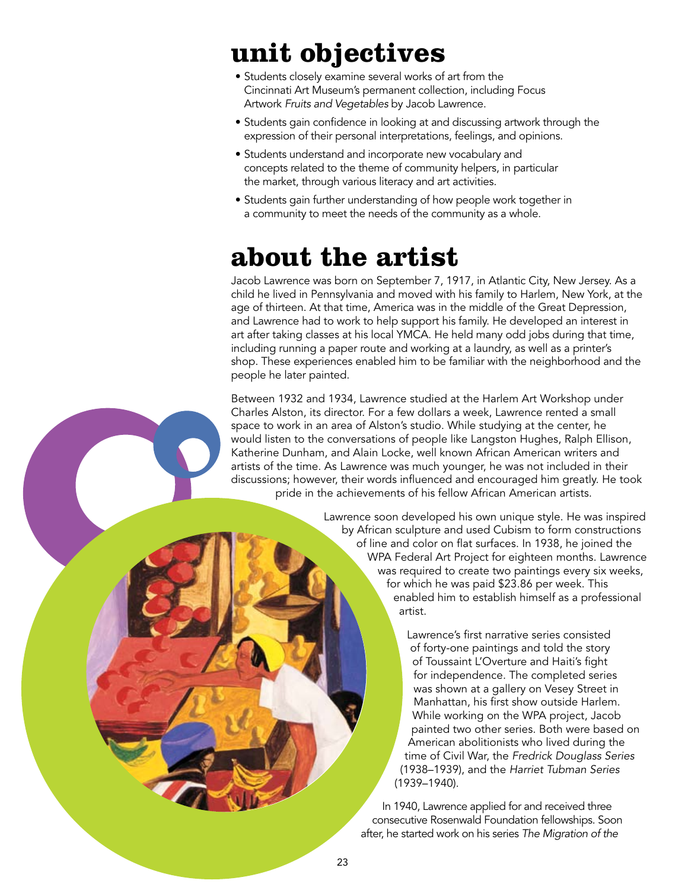# unit objectives

- Students closely examine several works of art from the Cincinnati Art Museum's permanent collection, including Focus Artwork *Fruits and Vegetables* by Jacob Lawrence.
- Students gain confidence in looking at and discussing artwork through the expression of their personal interpretations, feelings, and opinions.
- Students understand and incorporate new vocabulary and concepts related to the theme of community helpers, in particular the market, through various literacy and art activities.
- Students gain further understanding of how people work together in a community to meet the needs of the community as a whole.

# about the artist

Jacob Lawrence was born on September 7, 1917, in Atlantic City, New Jersey. As a child he lived in Pennsylvania and moved with his family to Harlem, New York, at the age of thirteen. At that time, America was in the middle of the Great Depression, and Lawrence had to work to help support his family. He developed an interest in art after taking classes at his local YMCA. He held many odd jobs during that time, including running a paper route and working at a laundry, as well as a printer's shop. These experiences enabled him to be familiar with the neighborhood and the people he later painted.

Between 1932 and 1934, Lawrence studied at the Harlem Art Workshop under Charles Alston, its director. For a few dollars a week, Lawrence rented a small space to work in an area of Alston's studio. While studying at the center, he would listen to the conversations of people like Langston Hughes, Ralph Ellison, Katherine Dunham, and Alain Locke, well known African American writers and artists of the time. As Lawrence was much younger, he was not included in their discussions; however, their words influenced and encouraged him greatly. He took pride in the achievements of his fellow African American artists.

Lawrence soon developed his own unique style. He was inspired by African sculpture and used Cubism to form constructions of line and color on flat surfaces. In 1938, he joined the WPA Federal Art Project for eighteen months. Lawrence was required to create two paintings every six weeks, for which he was paid $23.86 per week. This enabled him to establish himself as a professional artist.

Lawrence's first narrative series consisted of forty-one paintings and told the story of Toussaint L'Overture and Haiti's fight for independence. The completed series was shown at a gallery on Vesey Street in Manhattan, his first show outside Harlem. While working on the WPA project, Jacob painted two other series. Both were based on American abolitionists who lived during the time of Civil War, the *Fredrick Douglass Series* (1938–1939), and the *Harriet Tubman Series* (1939–1940).

In 1940, Lawrence applied for and received three consecutive Rosenwald Foundation fellowships. Soon after, he started work on his series *The Migration of the*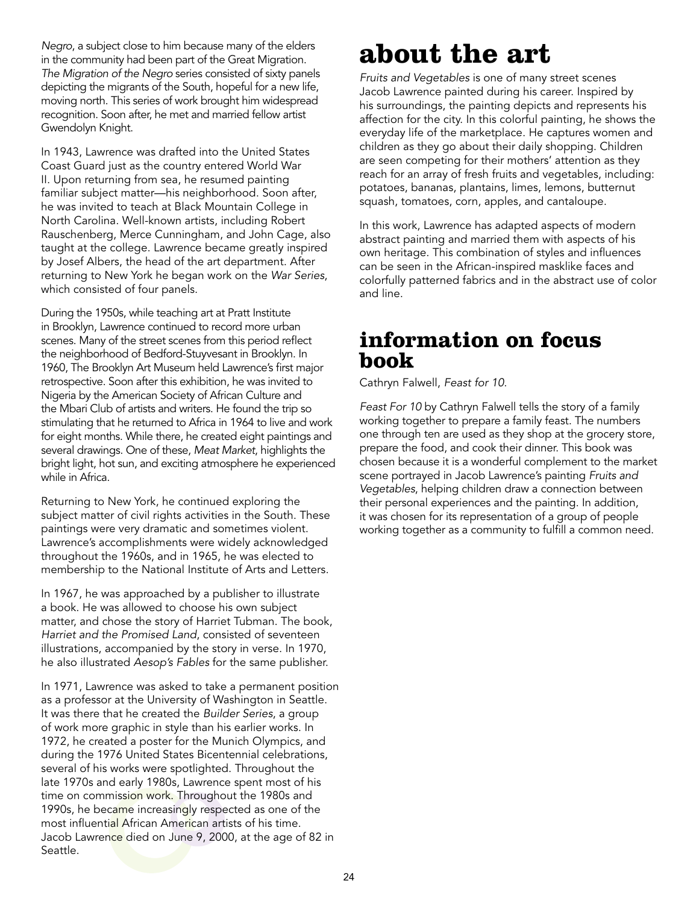*Negro*, a subject close to him because many of the elders in the community had been part of the Great Migration. *The Migration of the Negro* series consisted of sixty panels depicting the migrants of the South, hopeful for a new life, moving north. This series of work brought him widespread recognition. Soon after, he met and married fellow artist Gwendolyn Knight.

In 1943, Lawrence was drafted into the United States Coast Guard just as the country entered World War II. Upon returning from sea, he resumed painting familiar subject matter—his neighborhood. Soon after, he was invited to teach at Black Mountain College in North Carolina. Well-known artists, including Robert Rauschenberg, Merce Cunningham, and John Cage, also taught at the college. Lawrence became greatly inspired by Josef Albers, the head of the art department. After returning to New York he began work on the *War Series*, which consisted of four panels.

During the 1950s, while teaching art at Pratt Institute in Brooklyn, Lawrence continued to record more urban scenes. Many of the street scenes from this period reflect the neighborhood of Bedford-Stuyvesant in Brooklyn. In 1960, The Brooklyn Art Museum held Lawrence's first major retrospective. Soon after this exhibition, he was invited to Nigeria by the American Society of African Culture and the Mbari Club of artists and writers. He found the trip so stimulating that he returned to Africa in 1964 to live and work for eight months. While there, he created eight paintings and several drawings. One of these, *Meat Market*, highlights the bright light, hot sun, and exciting atmosphere he experienced while in Africa.

Returning to New York, he continued exploring the subject matter of civil rights activities in the South. These paintings were very dramatic and sometimes violent. Lawrence's accomplishments were widely acknowledged throughout the 1960s, and in 1965, he was elected to membership to the National Institute of Arts and Letters.

In 1967, he was approached by a publisher to illustrate a book. He was allowed to choose his own subject matter, and chose the story of Harriet Tubman. The book, *Harriet and the Promised Land*, consisted of seventeen illustrations, accompanied by the story in verse. In 1970, he also illustrated *Aesop's Fables* for the same publisher.

In 1971, Lawrence was asked to take a permanent position as a professor at the University of Washington in Seattle. It was there that he created the *Builder Series*, a group of work more graphic in style than his earlier works. In 1972, he created a poster for the Munich Olympics, and during the 1976 United States Bicentennial celebrations, several of his works were spotlighted. Throughout the late 1970s and early 1980s, Lawrence spent most of his time on commission work. Throughout the 1980s and 1990s, he became increasingly respected as one of the most influential African American artists of his time. Jacob Lawrence died on June 9, 2000, at the age of 82 in Seattle.

# about the art

*Fruits and Vegetables* is one of many street scenes Jacob Lawrence painted during his career. Inspired by his surroundings, the painting depicts and represents his affection for the city. In this colorful painting, he shows the everyday life of the marketplace. He captures women and children as they go about their daily shopping. Children are seen competing for their mothers' attention as they reach for an array of fresh fruits and vegetables, including: potatoes, bananas, plantains, limes, lemons, butternut squash, tomatoes, corn, apples, and cantaloupe.

In this work, Lawrence has adapted aspects of modern abstract painting and married them with aspects of his own heritage. This combination of styles and influences can be seen in the African-inspired masklike faces and colorfully patterned fabrics and in the abstract use of color and line.

# information on focus book

Cathryn Falwell, *Feast for 10*.

*Feast For 10* by Cathryn Falwell tells the story of a family working together to prepare a family feast. The numbers one through ten are used as they shop at the grocery store, prepare the food, and cook their dinner. This book was chosen because it is a wonderful complement to the market scene portrayed in Jacob Lawrence's painting *Fruits and Vegetables*, helping children draw a connection between their personal experiences and the painting. In addition, it was chosen for its representation of a group of people working together as a community to fulfill a common need.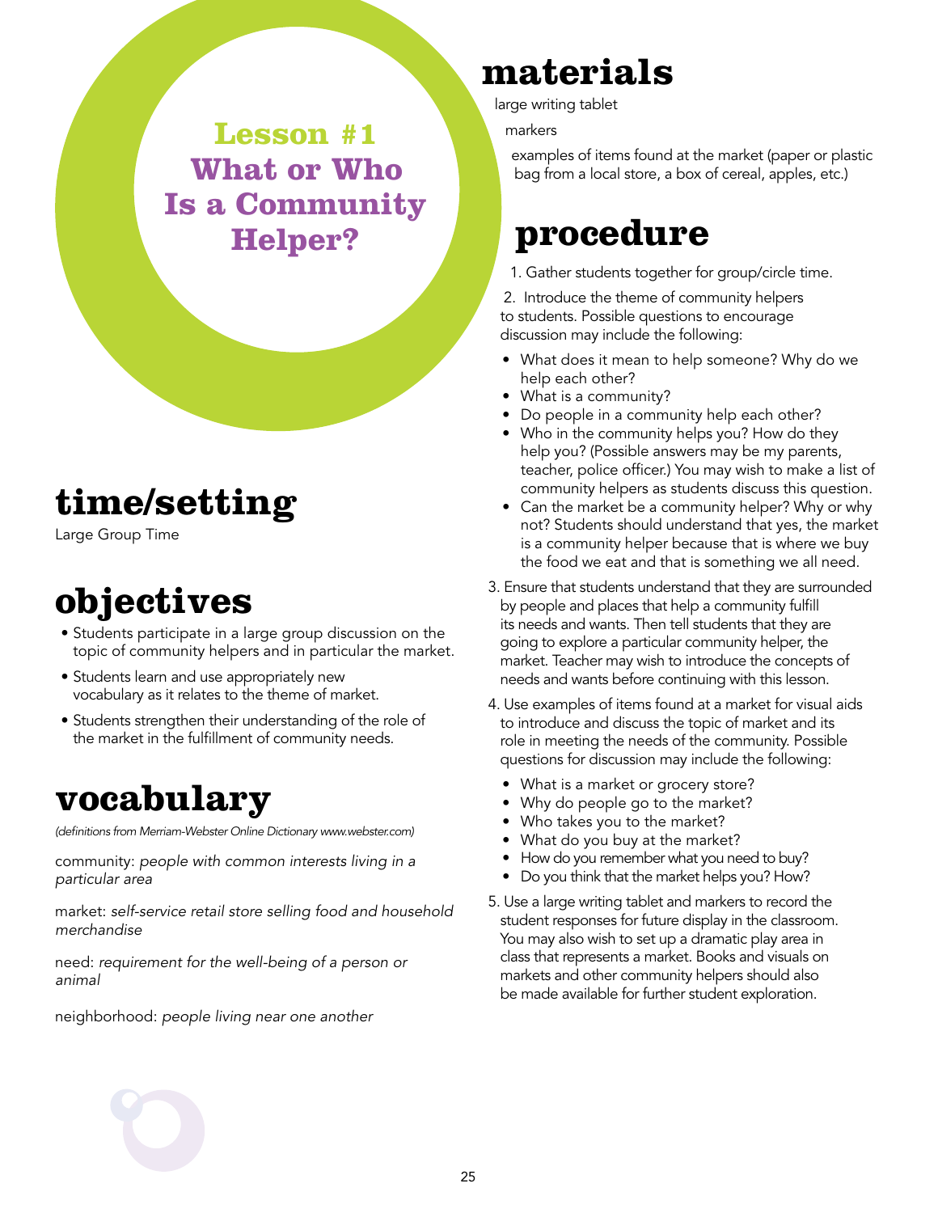# Lesson #1 What or Who Is a Community Helper?

## time/setting

Large Group Time

## objectives

- Students participate in a large group discussion on the topic of community helpers and in particular the market.
- Students learn and use appropriately new vocabulary as it relates to the theme of market.
- Students strengthen their understanding of the role of the market in the fulfillment of community needs.

## vocabulary

*(definitions from Merriam-Webster Online Dictionary www.webster.com)*

community: *people with common interests living in a particular area*

market: *self-service retail store selling food and household merchandise*

need: *requirement for the well-being of a person or animal*

neighborhood: *people living near one another*

## materials

large writing tablet

markers

examples of items found at the market (paper or plastic bag from a local store, a box of cereal, apples, etc.)

## procedure

1. Gather students together for group/circle time.
2. Introduce the theme of community helpers to students. Possible questions to encourage discussion may include the following:
   - What does it mean to help someone? Why do we help each other?
   - What is a community?
   - Do people in a community help each other?
   - Who in the community helps you? How do they help you? (Possible answers may be my parents, teacher, police officer.) You may wish to make a list of community helpers as students discuss this question.
   - Can the market be a community helper? Why or why not? Students should understand that yes, the market is a community helper because that is where we buy the food we eat and that is something we all need.
3. Ensure that students understand that they are surrounded by people and places that help a community fulfill its needs and wants. Then tell students that they are going to explore a particular community helper, the market. Teacher may wish to introduce the concepts of needs and wants before continuing with this lesson.
4. Use examples of items found at a market for visual aids to introduce and discuss the topic of market and its role in meeting the needs of the community. Possible questions for discussion may include the following:
   - What is a market or grocery store?
   - Why do people go to the market?
   - Who takes you to the market?
   - What do you buy at the market?
   - How do you remember what you need to buy?
   - Do you think that the market helps you? How?
5. Use a large writing tablet and markers to record the student responses for future display in the classroom. You may also wish to set up a dramatic play area in class that represents a market. Books and visuals on markets and other community helpers should also be made available for further student exploration.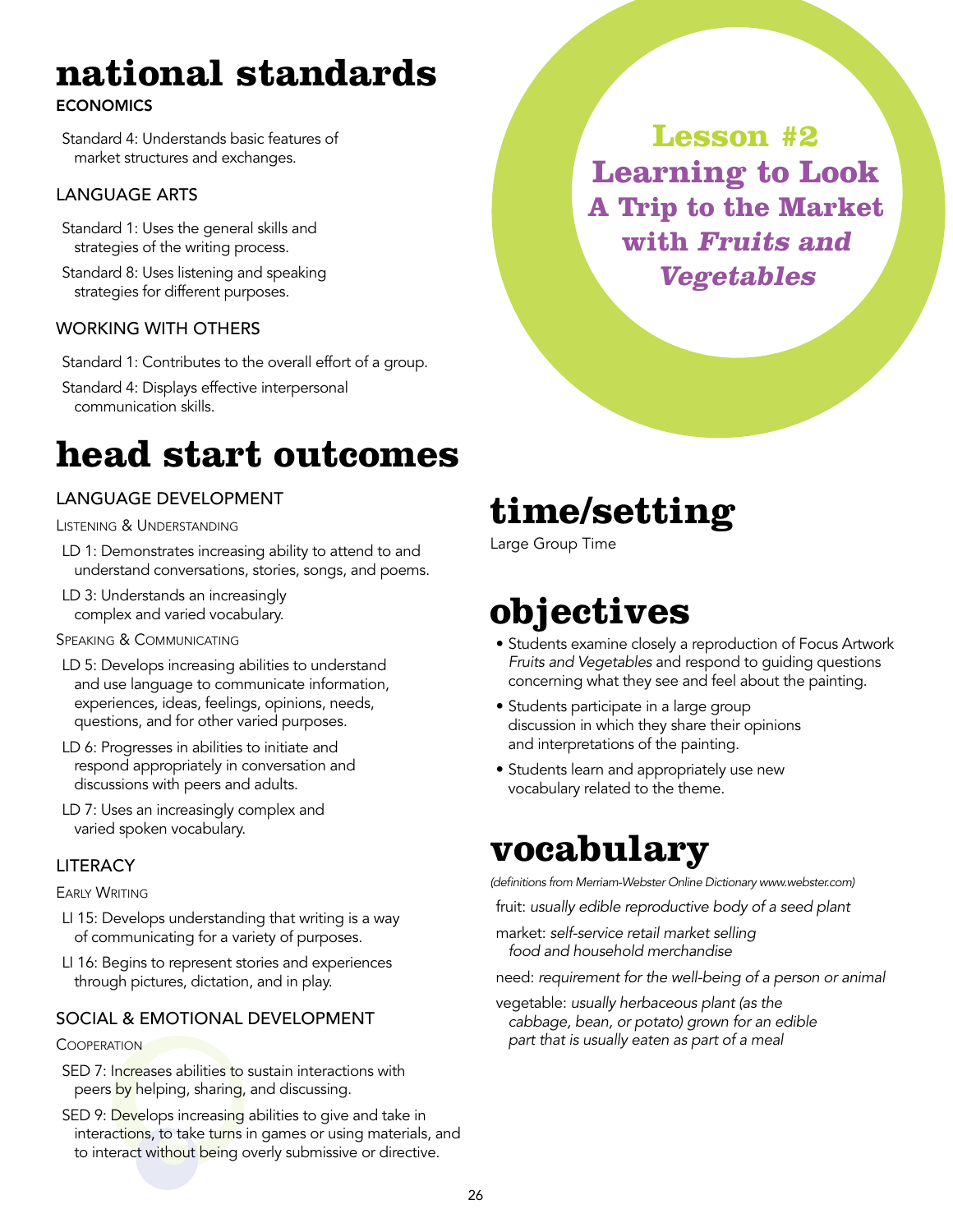# Lesson #2 Learning to Look A Trip to the Market with *Fruits and Vegetables*

# national standards

### ECONOMICS

Standard 4: Understands basic features of market structures and exchanges.

### LANGUAGE ARTS

Standard 1: Uses the general skills and strategies of the writing process.

Standard 8: Uses listening and speaking strategies for different purposes.

### WORKING WITH OTHERS

Standard 1: Contributes to the overall effort of a group.

Standard 4: Displays effective interpersonal communication skills.

# head start outcomes

### LANGUAGE DEVELOPMENT

#### Listening & Understanding

LD 1: Demonstrates increasing ability to attend to and understand conversations, stories, songs, and poems.

LD 3: Understands an increasingly complex and varied vocabulary.

#### Speaking & Communicating

LD 5: Develops increasing abilities to understand and use language to communicate information, experiences, ideas, feelings, opinions, needs, questions, and for other varied purposes.

LD 6: Progresses in abilities to initiate and respond appropriately in conversation and discussions with peers and adults.

LD 7: Uses an increasingly complex and varied spoken vocabulary.

### LITERACY

#### Early Writing

LI 15: Develops understanding that writing is a way of communicating for a variety of purposes.

LI 16: Begins to represent stories and experiences through pictures, dictation, and in play.

### SOCIAL & EMOTIONAL DEVELOPMENT

#### Cooperation

SED 7: Increases abilities to sustain interactions with peers by helping, sharing, and discussing.

SED 9: Develops increasing abilities to give and take in interactions, to take turns in games or using materials, and to interact without being overly submissive or directive.

# time/setting

Large Group Time

# objectives

- Students examine closely a reproduction of Focus Artwork *Fruits and Vegetables* and respond to guiding questions concerning what they see and feel about the painting.
- Students participate in a large group discussion in which they share their opinions and interpretations of the painting.
- Students learn and appropriately use new vocabulary related to the theme.

# vocabulary

*(definitions from Merriam-Webster Online Dictionary www.webster.com)*

fruit: *usually edible reproductive body of a seed plant*

market: *self-service retail market selling food and household merchandise*

need: *requirement for the well-being of a person or animal*

vegetable: *usually herbaceous plant (as the cabbage, bean, or potato) grown for an edible part that is usually eaten as part of a meal*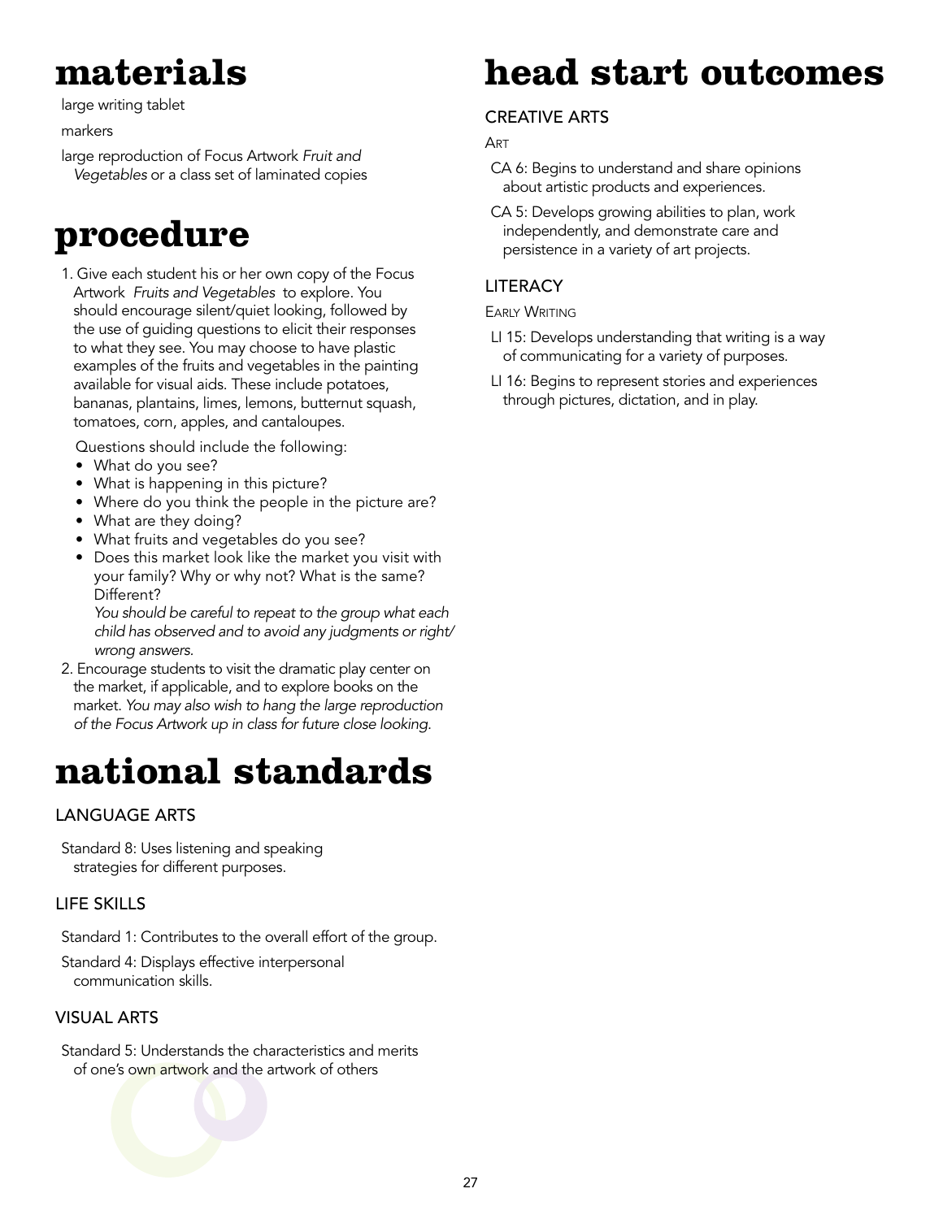# materials

large writing tablet

markers

large reproduction of Focus Artwork *Fruit and Vegetables* or a class set of laminated copies

# procedure

1. Give each student his or her own copy of the Focus Artwork *Fruits and Vegetables* to explore. You should encourage silent/quiet looking, followed by the use of guiding questions to elicit their responses to what they see. You may choose to have plastic examples of the fruits and vegetables in the painting available for visual aids. These include potatoes, bananas, plantains, limes, lemons, butternut squash, tomatoes, corn, apples, and cantaloupes.

   Questions should include the following:
   - What do you see?
   - What is happening in this picture?
   - Where do you think the people in the picture are?
   - What are they doing?
   - What fruits and vegetables do you see?
   - Does this market look like the market you visit with your family? Why or why not? What is the same? Different?
     *You should be careful to repeat to the group what each child has observed and to avoid any judgments or right/wrong answers.*
2. Encourage students to visit the dramatic play center on the market, if applicable, and to explore books on the market. *You may also wish to hang the large reproduction of the Focus Artwork up in class for future close looking.*

# national standards

## LANGUAGE ARTS

Standard 8: Uses listening and speaking strategies for different purposes.

## LIFE SKILLS

Standard 1: Contributes to the overall effort of the group.

Standard 4: Displays effective interpersonal communication skills.

## VISUAL ARTS

Standard 5: Understands the characteristics and merits of one's own artwork and the artwork of others

# head start outcomes

## CREATIVE ARTS

### Art

CA 6: Begins to understand and share opinions about artistic products and experiences.

CA 5: Develops growing abilities to plan, work independently, and demonstrate care and persistence in a variety of art projects.

## LITERACY

### Early Writing

LI 15: Develops understanding that writing is a way of communicating for a variety of purposes.

LI 16: Begins to represent stories and experiences through pictures, dictation, and in play.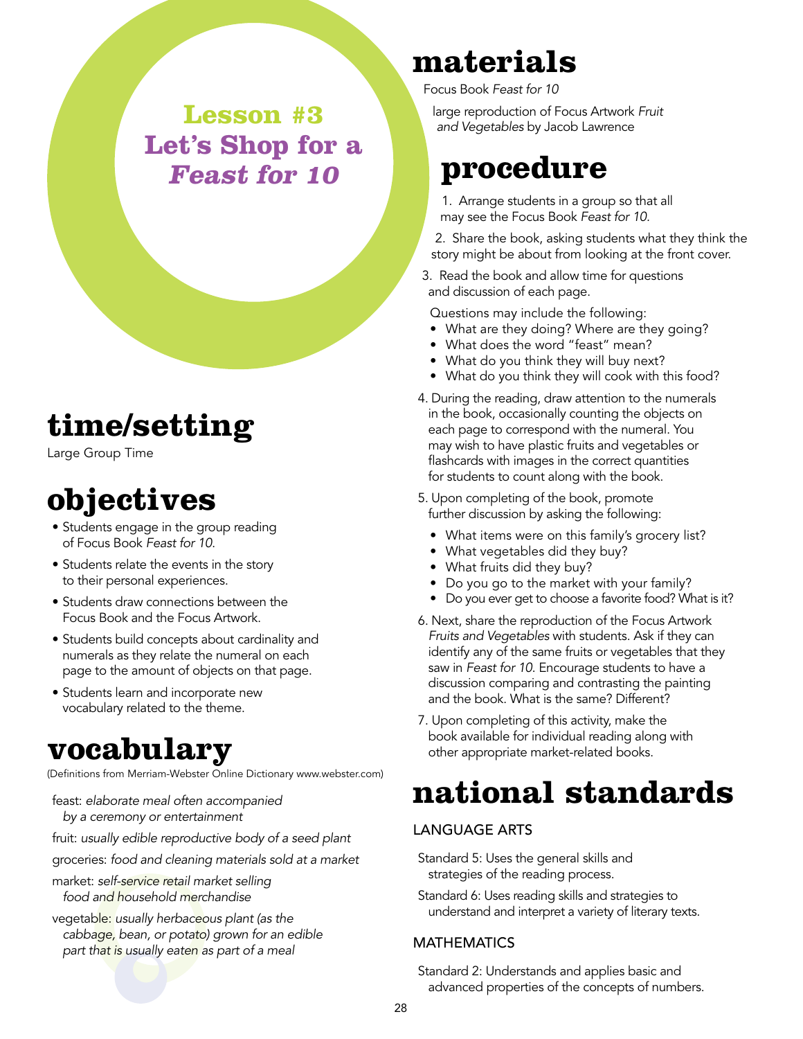# Lesson #3 Let's Shop for a *Feast for 10*

## time/setting

Large Group Time

## objectives

- Students engage in the group reading of Focus Book *Feast for 10*.
- Students relate the events in the story to their personal experiences.
- Students draw connections between the Focus Book and the Focus Artwork.
- Students build concepts about cardinality and numerals as they relate the numeral on each page to the amount of objects on that page.
- Students learn and incorporate new vocabulary related to the theme.

## vocabulary

(Definitions from Merriam-Webster Online Dictionary www.webster.com)

feast: *elaborate meal often accompanied by a ceremony or entertainment*

fruit: *usually edible reproductive body of a seed plant*

groceries: *food and cleaning materials sold at a market*

market: *self-service retail market selling food and household merchandise*

vegetable: *usually herbaceous plant (as the cabbage, bean, or potato) grown for an edible part that is usually eaten as part of a meal*

## materials

Focus Book *Feast for 10*

large reproduction of Focus Artwork *Fruit and Vegetables* by Jacob Lawrence

## procedure

1. Arrange students in a group so that all may see the Focus Book *Feast for 10.*
2. Share the book, asking students what they think the story might be about from looking at the front cover.
3. Read the book and allow time for questions and discussion of each page.

   Questions may include the following:
   - What are they doing? Where are they going?
   - What does the word "feast" mean?
   - What do you think they will buy next?
   - What do you think they will cook with this food?
4. During the reading, draw attention to the numerals in the book, occasionally counting the objects on each page to correspond with the numeral. You may wish to have plastic fruits and vegetables or flashcards with images in the correct quantities for students to count along with the book.
5. Upon completing of the book, promote further discussion by asking the following:
   - What items were on this family's grocery list?
   - What vegetables did they buy?
   - What fruits did they buy?
   - Do you go to the market with your family?
   - Do you ever get to choose a favorite food? What is it?
6. Next, share the reproduction of the Focus Artwork *Fruits and Vegetables* with students. Ask if they can identify any of the same fruits or vegetables that they saw in *Feast for 10.* Encourage students to have a discussion comparing and contrasting the painting and the book. What is the same? Different?
7. Upon completing of this activity, make the book available for individual reading along with other appropriate market-related books.

## national standards

### LANGUAGE ARTS

Standard 5: Uses the general skills and strategies of the reading process.

Standard 6: Uses reading skills and strategies to understand and interpret a variety of literary texts.

### MATHEMATICS

Standard 2: Understands and applies basic and advanced properties of the concepts of numbers.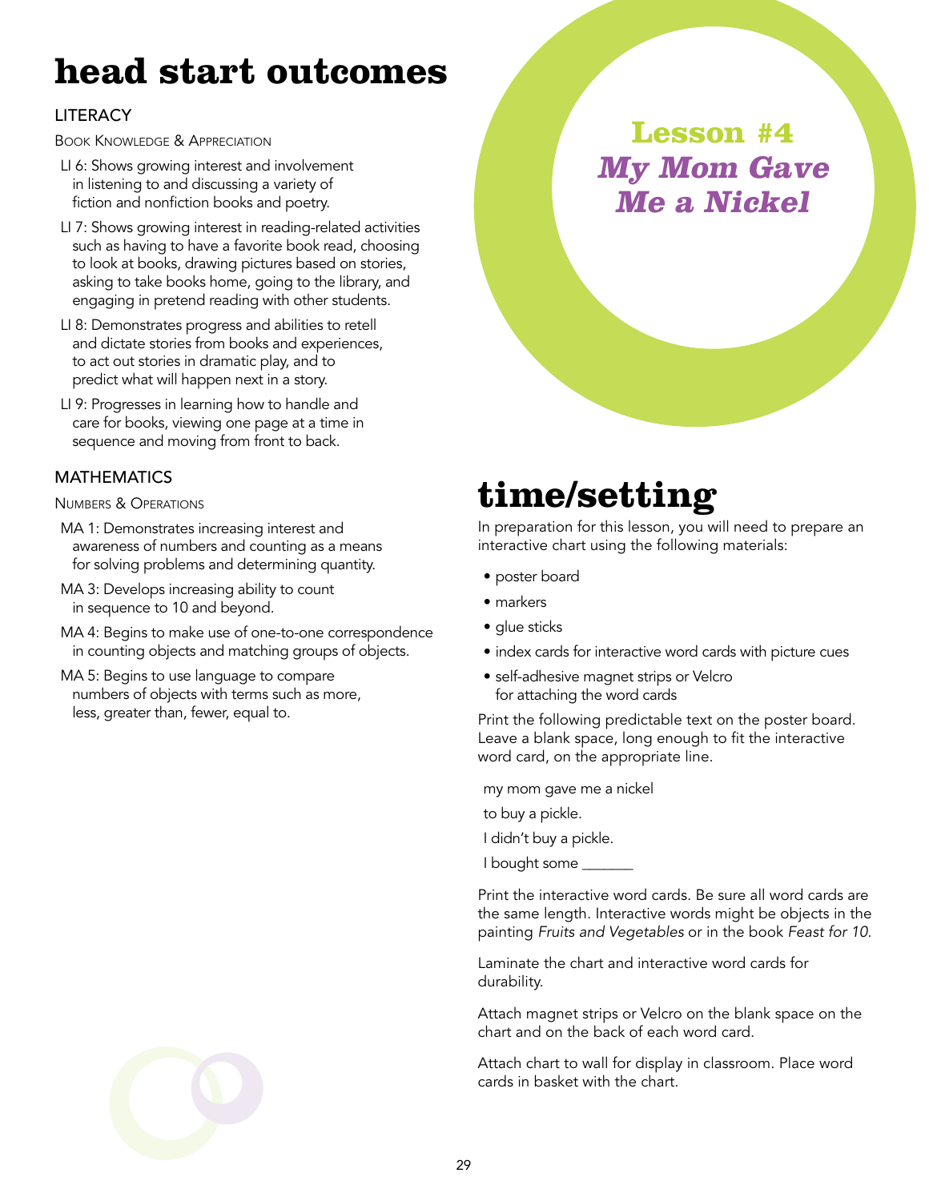# head start outcomes

## LITERACY

### Book Knowledge & Appreciation

- LI 6: Shows growing interest and involvement in listening to and discussing a variety of fiction and nonfiction books and poetry.
- LI 7: Shows growing interest in reading-related activities such as having to have a favorite book read, choosing to look at books, drawing pictures based on stories, asking to take books home, going to the library, and engaging in pretend reading with other students.
- LI 8: Demonstrates progress and abilities to retell and dictate stories from books and experiences, to act out stories in dramatic play, and to predict what will happen next in a story.
- LI 9: Progresses in learning how to handle and care for books, viewing one page at a time in sequence and moving from front to back.

## MATHEMATICS

### Numbers & Operations

- MA 1: Demonstrates increasing interest and awareness of numbers and counting as a means for solving problems and determining quantity.
- MA 3: Develops increasing ability to count in sequence to 10 and beyond.
- MA 4: Begins to make use of one-to-one correspondence in counting objects and matching groups of objects.
- MA 5: Begins to use language to compare numbers of objects with terms such as more, less, greater than, fewer, equal to.

# Lesson #4 *My Mom Gave Me a Nickel*

# time/setting

In preparation for this lesson, you will need to prepare an interactive chart using the following materials:

- poster board
- markers
- glue sticks
- index cards for interactive word cards with picture cues
- self-adhesive magnet strips or Velcro for attaching the word cards

Print the following predictable text on the poster board. Leave a blank space, long enough to fit the interactive word card, on the appropriate line.

my mom gave me a nickel

to buy a pickle.

I didn't buy a pickle.

I bought some _______

Print the interactive word cards. Be sure all word cards are the same length. Interactive words might be objects in the painting *Fruits and Vegetables* or in the book *Feast for 10*.

Laminate the chart and interactive word cards for durability.

Attach magnet strips or Velcro on the blank space on the chart and on the back of each word card.

Attach chart to wall for display in classroom. Place word cards in basket with the chart.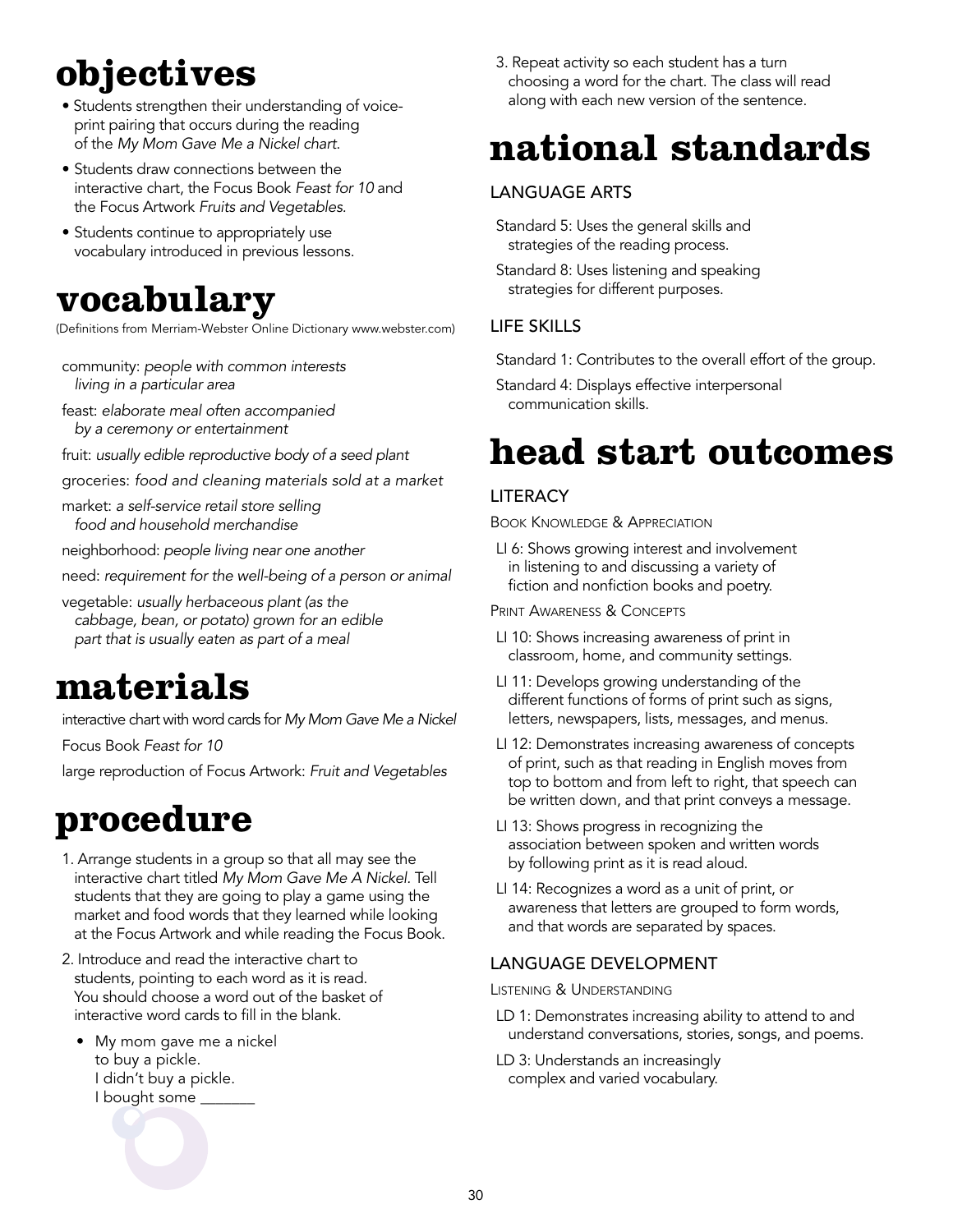# objectives

- Students strengthen their understanding of voice-print pairing that occurs during the reading of the *My Mom Gave Me a Nickel chart*.
- Students draw connections between the interactive chart, the Focus Book *Feast for 10* and the Focus Artwork *Fruits and Vegetables*.
- Students continue to appropriately use vocabulary introduced in previous lessons.

# vocabulary

(Definitions from Merriam-Webster Online Dictionary www.webster.com)

community: *people with common interests living in a particular area*

feast: *elaborate meal often accompanied by a ceremony or entertainment*

fruit: *usually edible reproductive body of a seed plant*

groceries: *food and cleaning materials sold at a market*

market: *a self-service retail store selling food and household merchandise*

neighborhood: *people living near one another*

need: *requirement for the well-being of a person or animal*

vegetable: *usually herbaceous plant (as the cabbage, bean, or potato) grown for an edible part that is usually eaten as part of a meal*

# materials

interactive chart with word cards for *My Mom Gave Me a Nickel*

Focus Book *Feast for 10*

large reproduction of Focus Artwork: *Fruit and Vegetables*

# procedure

1. Arrange students in a group so that all may see the interactive chart titled *My Mom Gave Me A Nickel*. Tell students that they are going to play a game using the market and food words that they learned while looking at the Focus Artwork and while reading the Focus Book.
2. Introduce and read the interactive chart to students, pointing to each word as it is read. You should choose a word out of the basket of interactive word cards to fill in the blank.
   - My mom gave me a nickel
     to buy a pickle.
     I didn't buy a pickle.
     I bought some _______
3. Repeat activity so each student has a turn choosing a word for the chart. The class will read along with each new version of the sentence.

# national standards

## LANGUAGE ARTS

Standard 5: Uses the general skills and strategies of the reading process.

Standard 8: Uses listening and speaking strategies for different purposes.

## LIFE SKILLS

Standard 1: Contributes to the overall effort of the group.

Standard 4: Displays effective interpersonal communication skills.

# head start outcomes

## LITERACY

### Book Knowledge & Appreciation

LI 6: Shows growing interest and involvement in listening to and discussing a variety of fiction and nonfiction books and poetry.

### Print Awareness & Concepts

LI 10: Shows increasing awareness of print in classroom, home, and community settings.

LI 11: Develops growing understanding of the different functions of forms of print such as signs, letters, newspapers, lists, messages, and menus.

LI 12: Demonstrates increasing awareness of concepts of print, such as that reading in English moves from top to bottom and from left to right, that speech can be written down, and that print conveys a message.

LI 13: Shows progress in recognizing the association between spoken and written words by following print as it is read aloud.

LI 14: Recognizes a word as a unit of print, or awareness that letters are grouped to form words, and that words are separated by spaces.

## LANGUAGE DEVELOPMENT

### Listening & Understanding

LD 1: Demonstrates increasing ability to attend to and understand conversations, stories, songs, and poems.

LD 3: Understands an increasingly complex and varied vocabulary.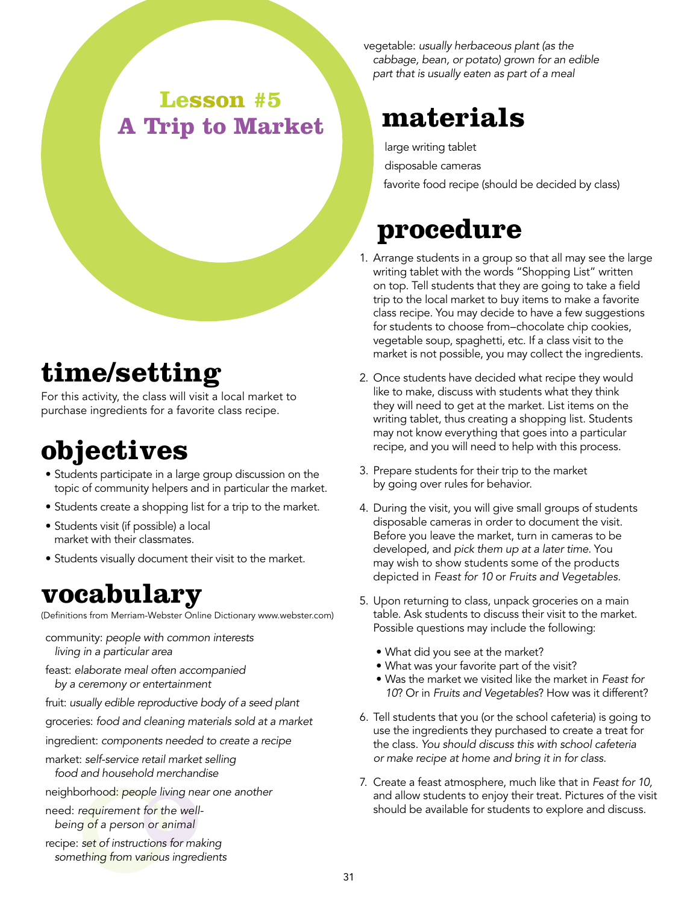# Lesson #5
# A Trip to Market

## time/setting

For this activity, the class will visit a local market to purchase ingredients for a favorite class recipe.

## objectives

- Students participate in a large group discussion on the topic of community helpers and in particular the market.
- Students create a shopping list for a trip to the market.
- Students visit (if possible) a local market with their classmates.
- Students visually document their visit to the market.

## vocabulary

(Definitions from Merriam-Webster Online Dictionary www.webster.com)

community: *people with common interests living in a particular area*

feast: *elaborate meal often accompanied by a ceremony or entertainment*

fruit: *usually edible reproductive body of a seed plant*

groceries: *food and cleaning materials sold at a market*

ingredient: *components needed to create a recipe*

market: *self-service retail market selling food and household merchandise*

neighborhood: *people living near one another*

need: *requirement for the well-being of a person or animal*

recipe: *set of instructions for making something from various ingredients*

vegetable: *usually herbaceous plant (as the cabbage, bean, or potato) grown for an edible part that is usually eaten as part of a meal*

## materials

large writing tablet

disposable cameras

favorite food recipe (should be decided by class)

## procedure

1. Arrange students in a group so that all may see the large writing tablet with the words "Shopping List" written on top. Tell students that they are going to take a field trip to the local market to buy items to make a favorite class recipe. You may decide to have a few suggestions for students to choose from–chocolate chip cookies, vegetable soup, spaghetti, etc. If a class visit to the market is not possible, you may collect the ingredients.
2. Once students have decided what recipe they would like to make, discuss with students what they think they will need to get at the market. List items on the writing tablet, thus creating a shopping list. Students may not know everything that goes into a particular recipe, and you will need to help with this process.
3. Prepare students for their trip to the market by going over rules for behavior.
4. During the visit, you will give small groups of students disposable cameras in order to document the visit. Before you leave the market, turn in cameras to be developed, and *pick them up at a later time*. You may wish to show students some of the products depicted in *Feast for 10* or *Fruits and Vegetables*.
5. Upon returning to class, unpack groceries on a main table. Ask students to discuss their visit to the market. Possible questions may include the following:
   - What did you see at the market?
   - What was your favorite part of the visit?
   - Was the market we visited like the market in *Feast for 10*? Or in *Fruits and Vegetables*? How was it different?
6. Tell students that you (or the school cafeteria) is going to use the ingredients they purchased to create a treat for the class. *You should discuss this with school cafeteria or make recipe at home and bring it in for class.*
7. Create a feast atmosphere, much like that in *Feast for 10*, and allow students to enjoy their treat. Pictures of the visit should be available for students to explore and discuss.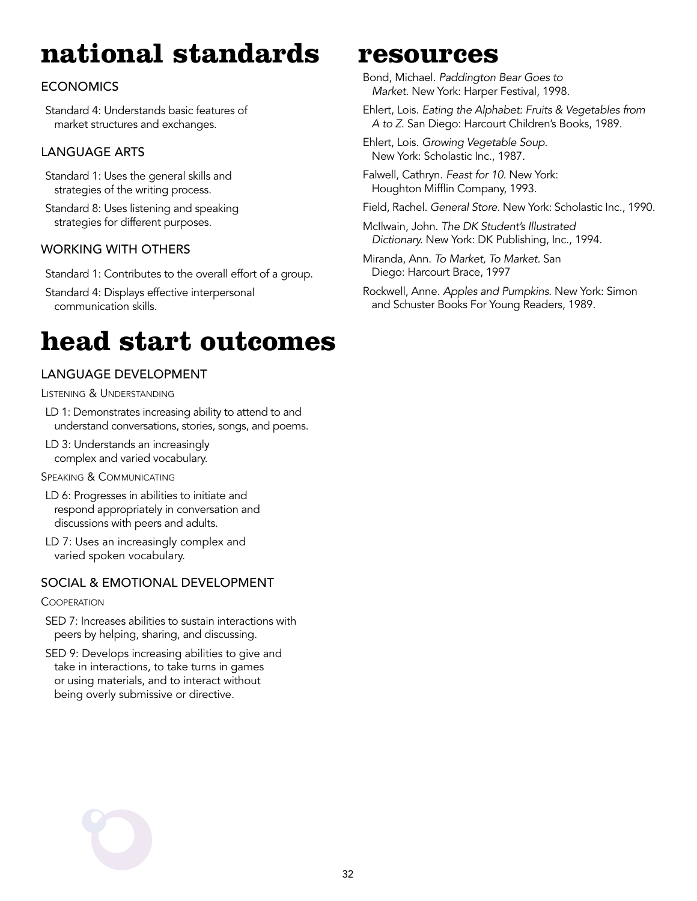# national standards

## ECONOMICS

Standard 4: Understands basic features of market structures and exchanges.

## LANGUAGE ARTS

Standard 1: Uses the general skills and strategies of the writing process.

Standard 8: Uses listening and speaking strategies for different purposes.

## WORKING WITH OTHERS

Standard 1: Contributes to the overall effort of a group.

Standard 4: Displays effective interpersonal communication skills.

# head start outcomes

## LANGUAGE DEVELOPMENT

### Listening & Understanding

LD 1: Demonstrates increasing ability to attend to and understand conversations, stories, songs, and poems.

LD 3: Understands an increasingly complex and varied vocabulary.

### Speaking & Communicating

LD 6: Progresses in abilities to initiate and respond appropriately in conversation and discussions with peers and adults.

LD 7: Uses an increasingly complex and varied spoken vocabulary.

## SOCIAL & EMOTIONAL DEVELOPMENT

### Cooperation

SED 7: Increases abilities to sustain interactions with peers by helping, sharing, and discussing.

SED 9: Develops increasing abilities to give and take in interactions, to take turns in games or using materials, and to interact without being overly submissive or directive.

# resources

Bond, Michael. *Paddington Bear Goes to Market.* New York: Harper Festival, 1998.

Ehlert, Lois. *Eating the Alphabet: Fruits & Vegetables from A to Z.* San Diego: Harcourt Children's Books, 1989.

Ehlert, Lois. *Growing Vegetable Soup.* New York: Scholastic Inc., 1987.

Falwell, Cathryn. *Feast for 10.* New York: Houghton Mifflin Company, 1993.

Field, Rachel. *General Store.* New York: Scholastic Inc., 1990.

McIlwain, John. *The DK Student's Illustrated Dictionary.* New York: DK Publishing, Inc., 1994.

Miranda, Ann. *To Market, To Market.* San Diego: Harcourt Brace, 1997

Rockwell, Anne. *Apples and Pumpkins.* New York: Simon and Schuster Books For Young Readers, 1989.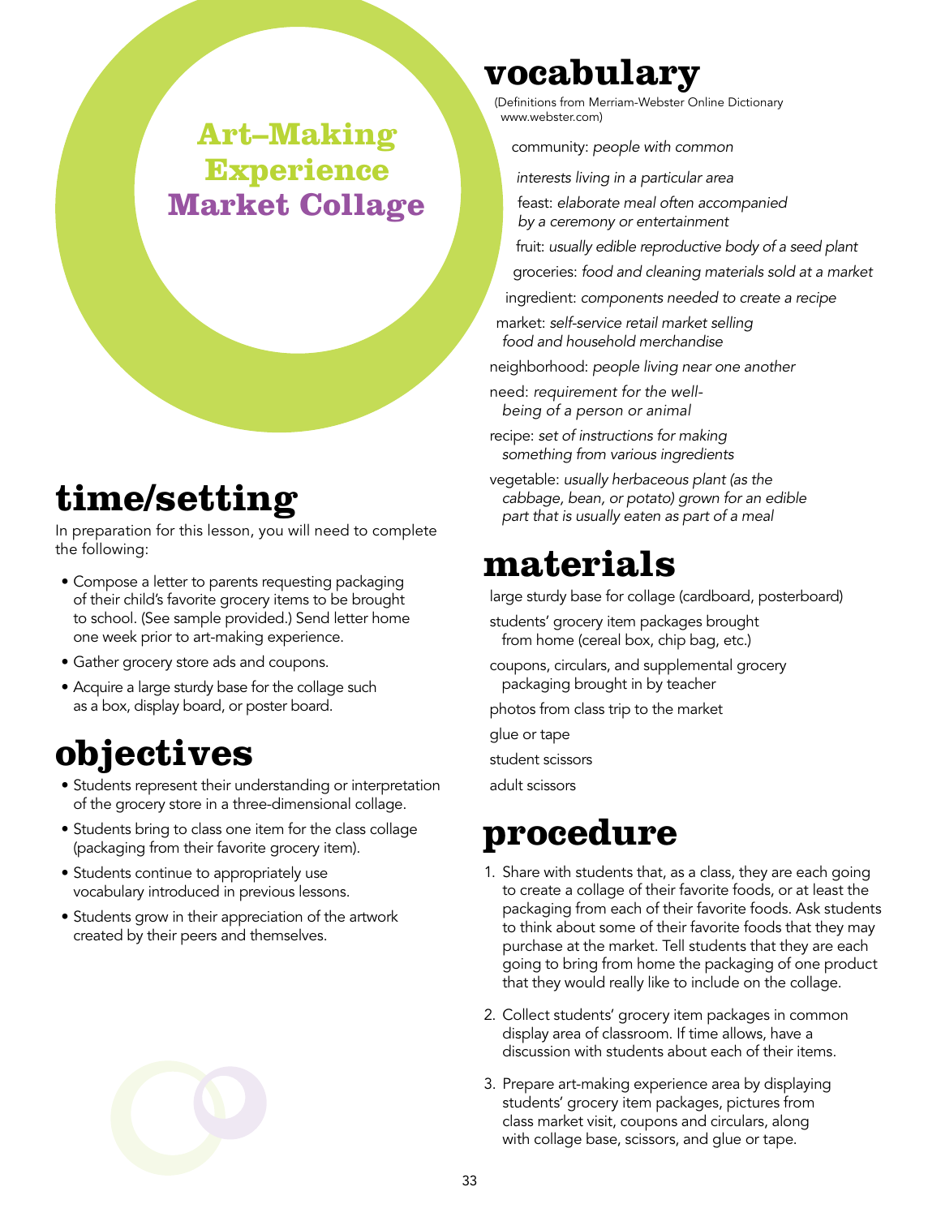# Art–Making Experience Market Collage

## time/setting

In preparation for this lesson, you will need to complete the following:

- Compose a letter to parents requesting packaging of their child's favorite grocery items to be brought to school. (See sample provided.) Send letter home one week prior to art-making experience.
- Gather grocery store ads and coupons.
- Acquire a large sturdy base for the collage such as a box, display board, or poster board.

## objectives

- Students represent their understanding or interpretation of the grocery store in a three-dimensional collage.
- Students bring to class one item for the class collage (packaging from their favorite grocery item).
- Students continue to appropriately use vocabulary introduced in previous lessons.
- Students grow in their appreciation of the artwork created by their peers and themselves.

## vocabulary

(Definitions from Merriam-Webster Online Dictionary www.webster.com)

community: *people with common interests living in a particular area*

feast: *elaborate meal often accompanied by a ceremony or entertainment*

fruit: *usually edible reproductive body of a seed plant*

groceries: *food and cleaning materials sold at a market*

ingredient: *components needed to create a recipe*

market: *self-service retail market selling food and household merchandise*

neighborhood: *people living near one another*

need: *requirement for the well-being of a person or animal*

recipe: *set of instructions for making something from various ingredients*

vegetable: *usually herbaceous plant (as the cabbage, bean, or potato) grown for an edible part that is usually eaten as part of a meal*

## materials

large sturdy base for collage (cardboard, posterboard)

students' grocery item packages brought from home (cereal box, chip bag, etc.)

coupons, circulars, and supplemental grocery packaging brought in by teacher

photos from class trip to the market

glue or tape

student scissors

adult scissors

## procedure

1. Share with students that, as a class, they are each going to create a collage of their favorite foods, or at least the packaging from each of their favorite foods. Ask students to think about some of their favorite foods that they may purchase at the market. Tell students that they are each going to bring from home the packaging of one product that they would really like to include on the collage.
2. Collect students' grocery item packages in common display area of classroom. If time allows, have a discussion with students about each of their items.
3. Prepare art-making experience area by displaying students' grocery item packages, pictures from class market visit, coupons and circulars, along with collage base, scissors, and glue or tape.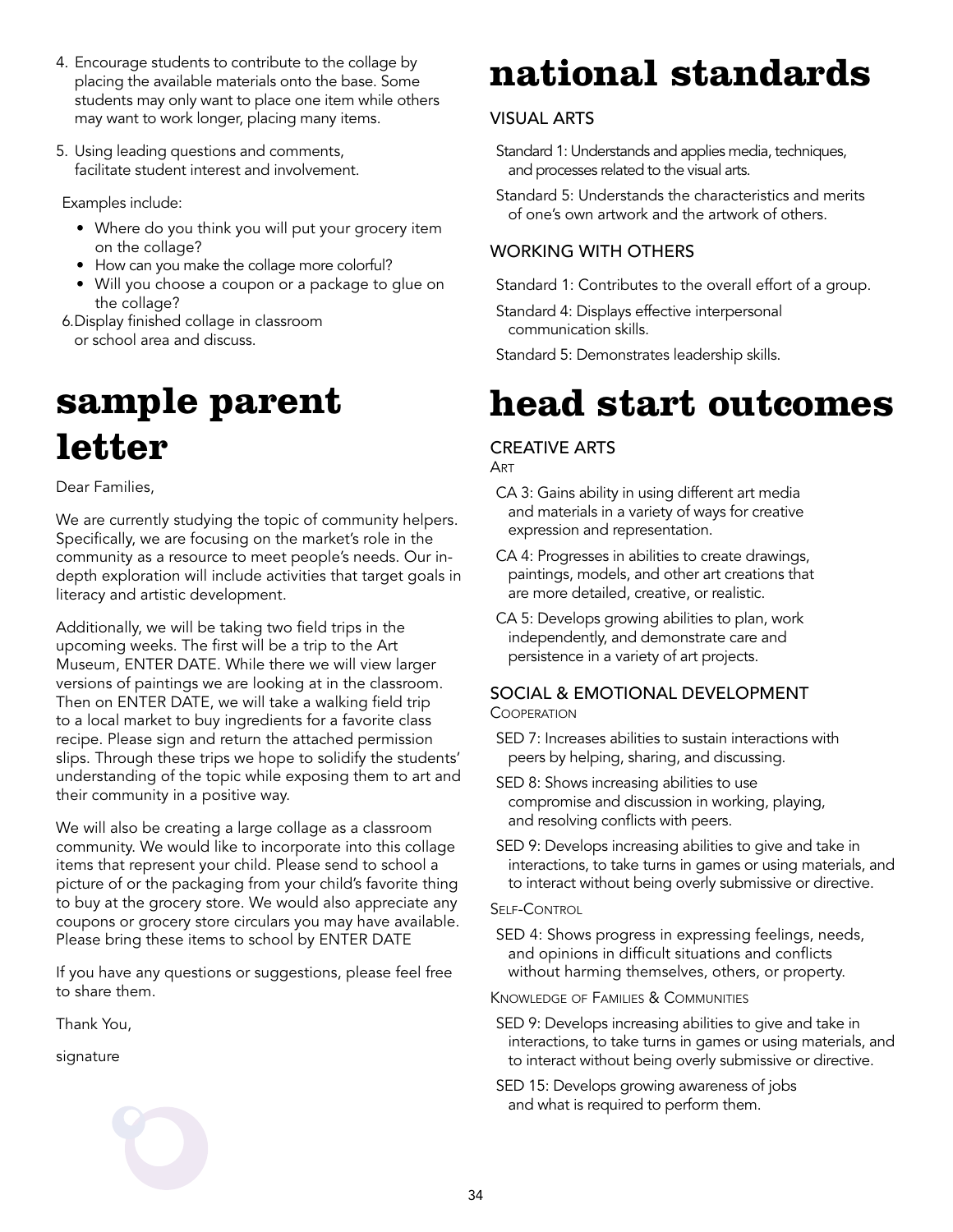4. Encourage students to contribute to the collage by placing the available materials onto the base. Some students may only want to place one item while others may want to work longer, placing many items.

5. Using leading questions and comments, facilitate student interest and involvement.

   Examples include:

   - Where do you think you will put your grocery item on the collage?
   - How can you make the collage more colorful?
   - Will you choose a coupon or a package to glue on the collage?

6. Display finished collage in classroom or school area and discuss.

# sample parent letter

Dear Families,

We are currently studying the topic of community helpers. Specifically, we are focusing on the market's role in the community as a resource to meet people's needs. Our in-depth exploration will include activities that target goals in literacy and artistic development.

Additionally, we will be taking two field trips in the upcoming weeks. The first will be a trip to the Art Museum, ENTER DATE. While there we will view larger versions of paintings we are looking at in the classroom. Then on ENTER DATE, we will take a walking field trip to a local market to buy ingredients for a favorite class recipe. Please sign and return the attached permission slips. Through these trips we hope to solidify the students' understanding of the topic while exposing them to art and their community in a positive way.

We will also be creating a large collage as a classroom community. We would like to incorporate into this collage items that represent your child. Please send to school a picture of or the packaging from your child's favorite thing to buy at the grocery store. We would also appreciate any coupons or grocery store circulars you may have available. Please bring these items to school by ENTER DATE

If you have any questions or suggestions, please feel free to share them.

Thank You,

signature

# national standards

## VISUAL ARTS

Standard 1: Understands and applies media, techniques, and processes related to the visual arts.

Standard 5: Understands the characteristics and merits of one's own artwork and the artwork of others.

## WORKING WITH OTHERS

Standard 1: Contributes to the overall effort of a group.

Standard 4: Displays effective interpersonal communication skills.

Standard 5: Demonstrates leadership skills.

# head start outcomes

## CREATIVE ARTS

### Art

CA 3: Gains ability in using different art media and materials in a variety of ways for creative expression and representation.

CA 4: Progresses in abilities to create drawings, paintings, models, and other art creations that are more detailed, creative, or realistic.

CA 5: Develops growing abilities to plan, work independently, and demonstrate care and persistence in a variety of art projects.

## SOCIAL & EMOTIONAL DEVELOPMENT

### Cooperation

SED 7: Increases abilities to sustain interactions with peers by helping, sharing, and discussing.

SED 8: Shows increasing abilities to use compromise and discussion in working, playing, and resolving conflicts with peers.

SED 9: Develops increasing abilities to give and take in interactions, to take turns in games or using materials, and to interact without being overly submissive or directive.

### Self-Control

SED 4: Shows progress in expressing feelings, needs, and opinions in difficult situations and conflicts without harming themselves, others, or property.

### Knowledge of Families & Communities

SED 9: Develops increasing abilities to give and take in interactions, to take turns in games or using materials, and to interact without being overly submissive or directive.

SED 15: Develops growing awareness of jobs and what is required to perform them.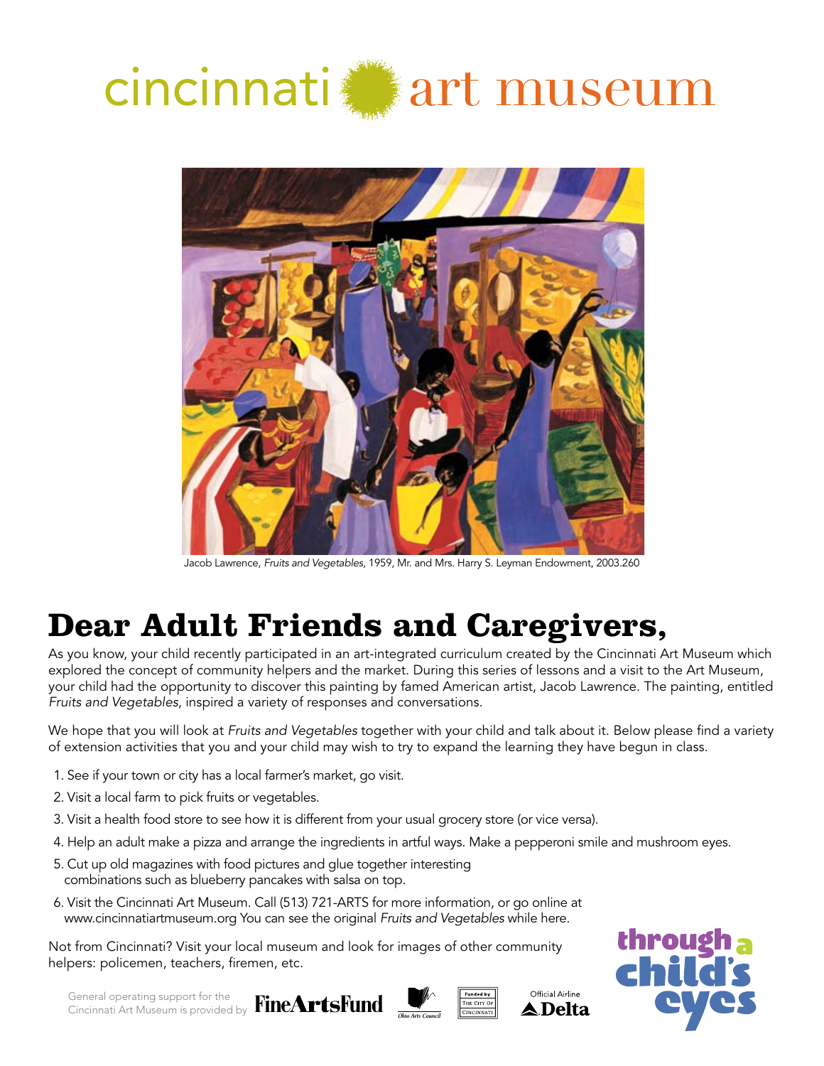cincinnati art museum

Jacob Lawrence, *Fruits and Vegetables*, 1959, Mr. and Mrs. Harry S. Leyman Endowment, 2003.260

# Dear Adult Friends and Caregivers,

As you know, your child recently participated in an art-integrated curriculum created by the Cincinnati Art Museum which explored the concept of community helpers and the market. During this series of lessons and a visit to the Art Museum, your child had the opportunity to discover this painting by famed American artist, Jacob Lawrence. The painting, entitled *Fruits and Vegetables*, inspired a variety of responses and conversations.

We hope that you will look at *Fruits and Vegetables* together with your child and talk about it. Below please find a variety of extension activities that you and your child may wish to try to expand the learning they have begun in class.

1. See if your town or city has a local farmer's market, go visit.
2. Visit a local farm to pick fruits or vegetables.
3. Visit a health food store to see how it is different from your usual grocery store (or vice versa).
4. Help an adult make a pizza and arrange the ingredients in artful ways. Make a pepperoni smile and mushroom eyes.
5. Cut up old magazines with food pictures and glue together interesting combinations such as blueberry pancakes with salsa on top.
6. Visit the Cincinnati Art Museum. Call (513) 721-ARTS for more information, or go online at www.cincinnatiartmuseum.org You can see the original *Fruits and Vegetables* while here.

Not from Cincinnati? Visit your local museum and look for images of other community helpers: policemen, teachers, firemen, etc.

General operating support for the Cincinnati Art Museum is provided by FineArtsFund, Ohio Arts Council, Funded by The City of Cincinnati, Official Airline Delta

through a child's eyes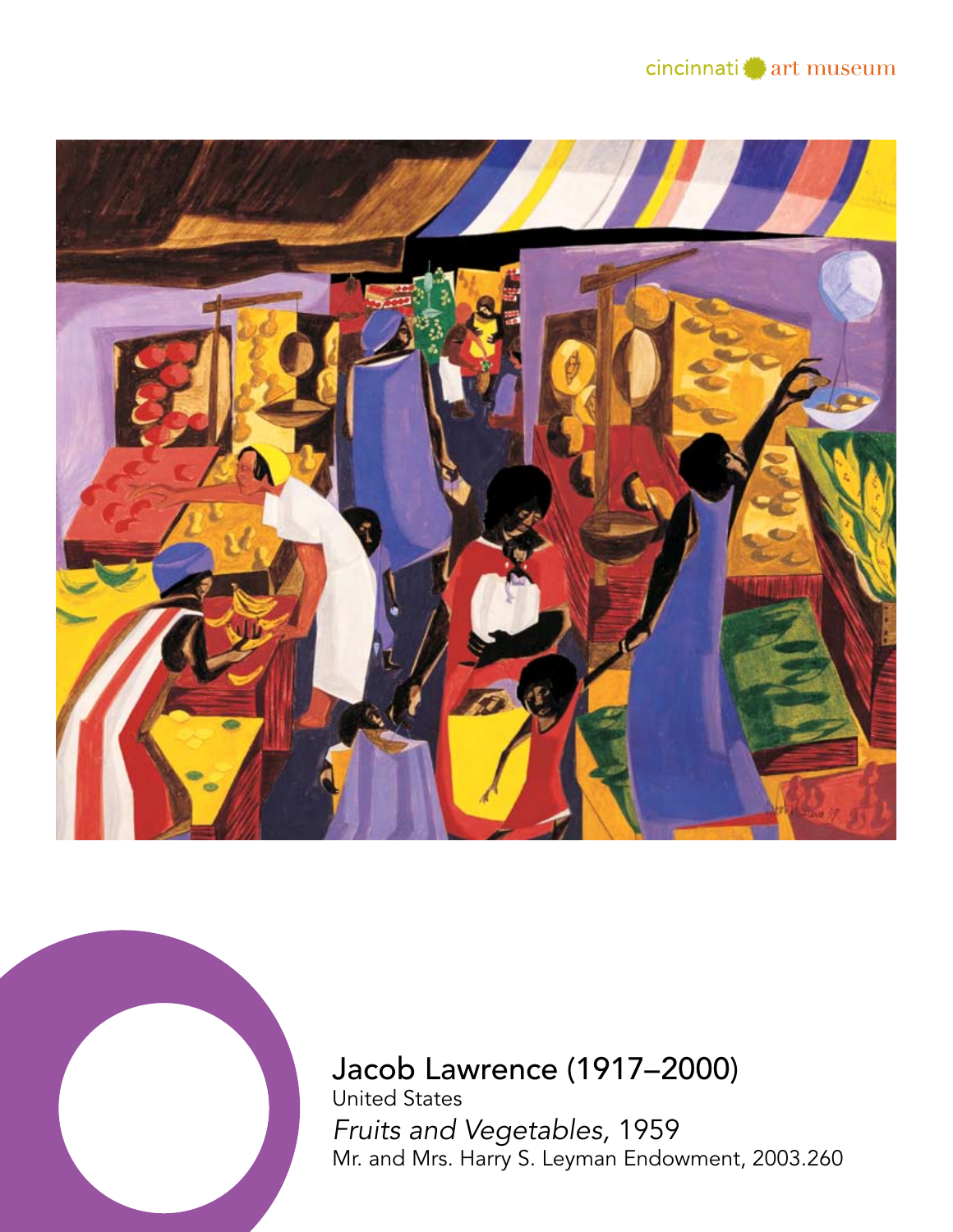cincinnati art museum

Jacob Lawrence (1917–2000)
United States
*Fruits and Vegetables*, 1959
Mr. and Mrs. Harry S. Leyman Endowment, 2003.260